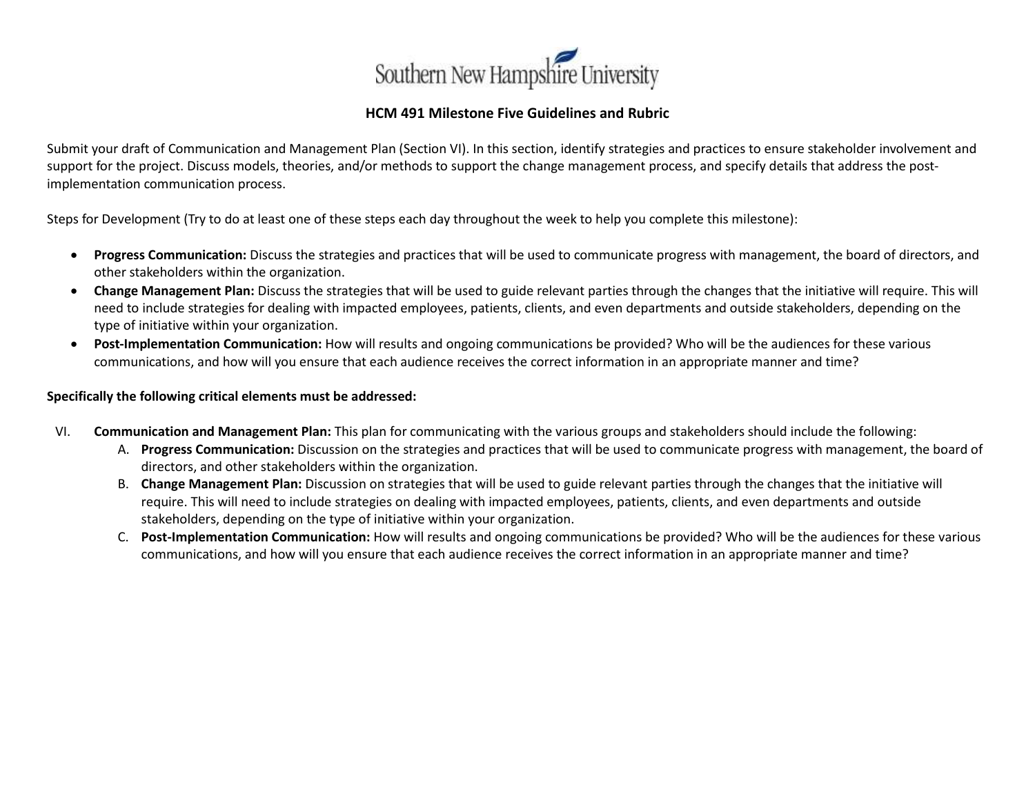Southern New Hampshire University

# HCM 491 Milestone Five Guidelines and Rubric

Submit your draft of Communication and Management Plan (Section VI). In this section, identify strategies and practices to ensure stakeholder involvement and support for the project. Discuss models, theories, and/or methods to support the change management process, and specify details that address the post-implementation communication process.

Steps for Development (Try to do at least one of these steps each day throughout the week to help you complete this milestone):

- **Progress Communication:** Discuss the strategies and practices that will be used to communicate progress with management, the board of directors, and other stakeholders within the organization.
- **Change Management Plan:** Discuss the strategies that will be used to guide relevant parties through the changes that the initiative will require. This will need to include strategies for dealing with impacted employees, patients, clients, and even departments and outside stakeholders, depending on the type of initiative within your organization.
- **Post-Implementation Communication:** How will results and ongoing communications be provided? Who will be the audiences for these various communications, and how will you ensure that each audience receives the correct information in an appropriate manner and time?

**Specifically the following critical elements must be addressed:**

VI. **Communication and Management Plan:** This plan for communicating with the various groups and stakeholders should include the following:

A. **Progress Communication:** Discussion on the strategies and practices that will be used to communicate progress with management, the board of directors, and other stakeholders within the organization.

B. **Change Management Plan:** Discussion on strategies that will be used to guide relevant parties through the changes that the initiative will require. This will need to include strategies on dealing with impacted employees, patients, clients, and even departments and outside stakeholders, depending on the type of initiative within your organization.

C. **Post-Implementation Communication:** How will results and ongoing communications be provided? Who will be the audiences for these various communications, and how will you ensure that each audience receives the correct information in an appropriate manner and time?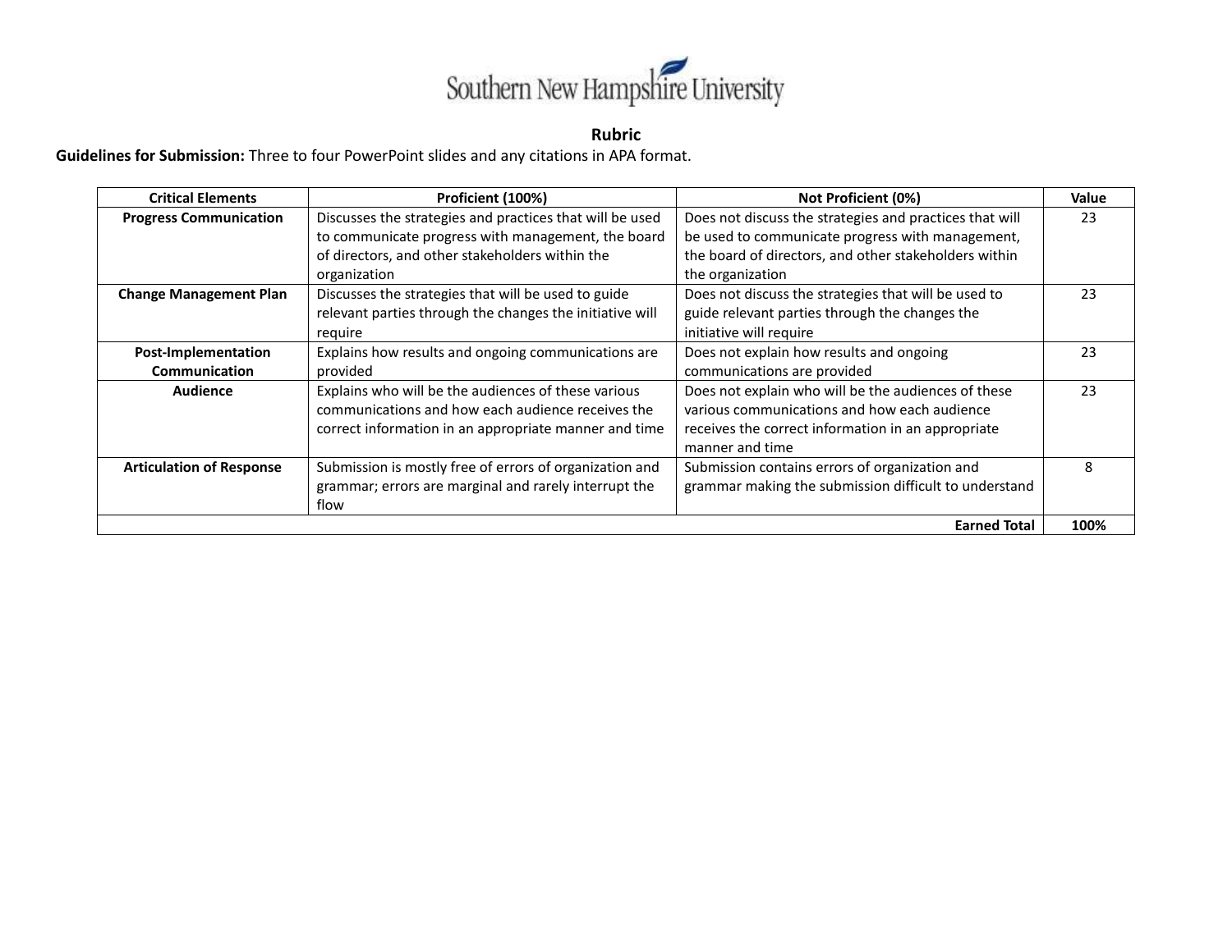Southern New Hampshire University

## Rubric

**Guidelines for Submission:** Three to four PowerPoint slides and any citations in APA format.

| Critical Elements | Proficient (100%) | Not Proficient (0%) | Value |
|---|---|---|---|
| **Progress Communication** | Discusses the strategies and practices that will be used to communicate progress with management, the board of directors, and other stakeholders within the organization | Does not discuss the strategies and practices that will be used to communicate progress with management, the board of directors, and other stakeholders within the organization | 23 |
| **Change Management Plan** | Discusses the strategies that will be used to guide relevant parties through the changes the initiative will require | Does not discuss the strategies that will be used to guide relevant parties through the changes the initiative will require | 23 |
| **Post-Implementation Communication** | Explains how results and ongoing communications are provided | Does not explain how results and ongoing communications are provided | 23 |
| **Audience** | Explains who will be the audiences of these various communications and how each audience receives the correct information in an appropriate manner and time | Does not explain who will be the audiences of these various communications and how each audience receives the correct information in an appropriate manner and time | 23 |
| **Articulation of Response** | Submission is mostly free of errors of organization and grammar; errors are marginal and rarely interrupt the flow | Submission contains errors of organization and grammar making the submission difficult to understand | 8 |
| | | **Earned Total** | **100%** |